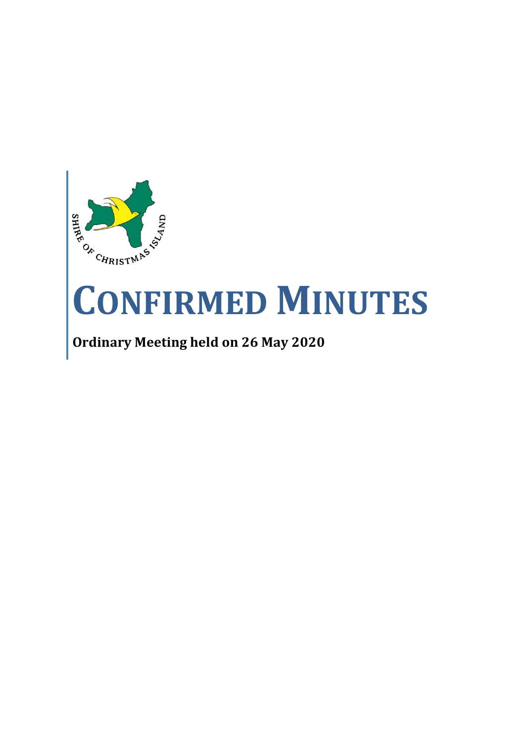SHIRE OF CHRISTMAS ISLAND

# CONFIRMED MINUTES

**Ordinary Meeting held on 26 May 2020**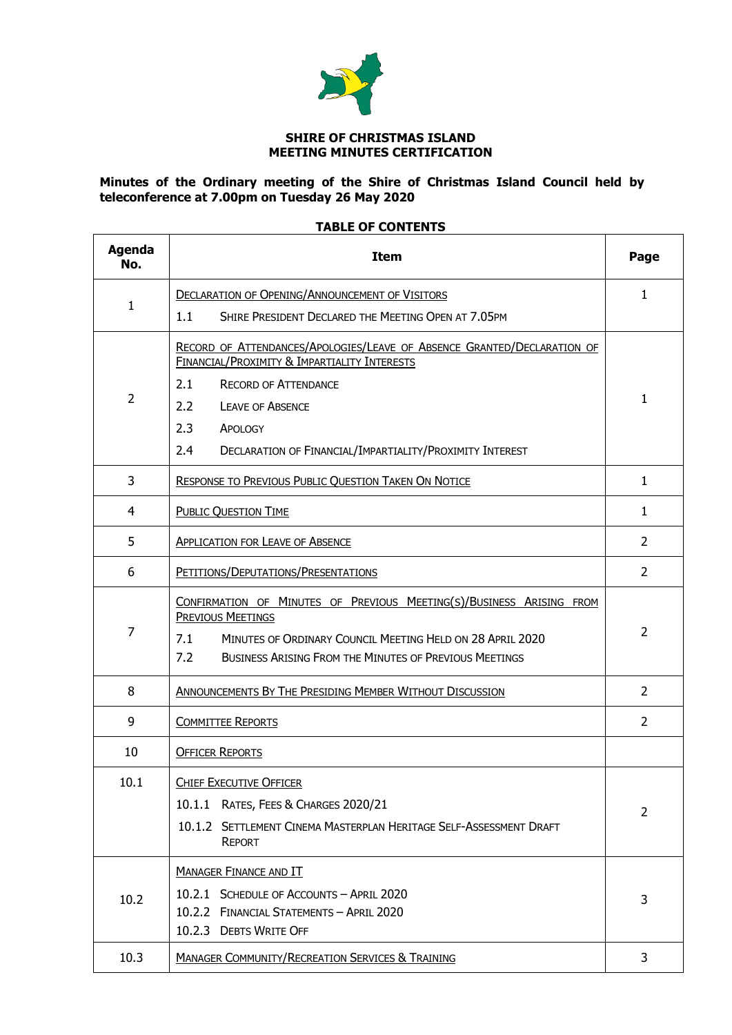**SHIRE OF CHRISTMAS ISLAND**
**MEETING MINUTES CERTIFICATION**

**Minutes of the Ordinary meeting of the Shire of Christmas Island Council held by teleconference at 7.00pm on Tuesday 26 May 2020**

**TABLE OF CONTENTS**

| Agenda No. | Item | Page |
|---|---|---|
| 1 | DECLARATION OF OPENING/ANNOUNCEMENT OF VISITORS<br>1.1 SHIRE PRESIDENT DECLARED THE MEETING OPEN AT 7.05PM | 1 |
| 2 | RECORD OF ATTENDANCES/APOLOGIES/LEAVE OF ABSENCE GRANTED/DECLARATION OF FINANCIAL/PROXIMITY & IMPARTIALITY INTERESTS<br>2.1 RECORD OF ATTENDANCE<br>2.2 LEAVE OF ABSENCE<br>2.3 APOLOGY<br>2.4 DECLARATION OF FINANCIAL/IMPARTIALITY/PROXIMITY INTEREST | 1 |
| 3 | RESPONSE TO PREVIOUS PUBLIC QUESTION TAKEN ON NOTICE | 1 |
| 4 | PUBLIC QUESTION TIME | 1 |
| 5 | APPLICATION FOR LEAVE OF ABSENCE | 2 |
| 6 | PETITIONS/DEPUTATIONS/PRESENTATIONS | 2 |
| 7 | CONFIRMATION OF MINUTES OF PREVIOUS MEETING(S)/BUSINESS ARISING FROM PREVIOUS MEETINGS<br>7.1 MINUTES OF ORDINARY COUNCIL MEETING HELD ON 28 APRIL 2020<br>7.2 BUSINESS ARISING FROM THE MINUTES OF PREVIOUS MEETINGS | 2 |
| 8 | ANNOUNCEMENTS BY THE PRESIDING MEMBER WITHOUT DISCUSSION | 2 |
| 9 | COMMITTEE REPORTS | 2 |
| 10 | OFFICER REPORTS | |
| 10.1 | CHIEF EXECUTIVE OFFICER<br>10.1.1 RATES, FEES & CHARGES 2020/21<br>10.1.2 SETTLEMENT CINEMA MASTERPLAN HERITAGE SELF-ASSESSMENT DRAFT REPORT | 2 |
| 10.2 | MANAGER FINANCE AND IT<br>10.2.1 SCHEDULE OF ACCOUNTS – APRIL 2020<br>10.2.2 FINANCIAL STATEMENTS – APRIL 2020<br>10.2.3 DEBTS WRITE OFF | 3 |
| 10.3 | MANAGER COMMUNITY/RECREATION SERVICES & TRAINING | 3 |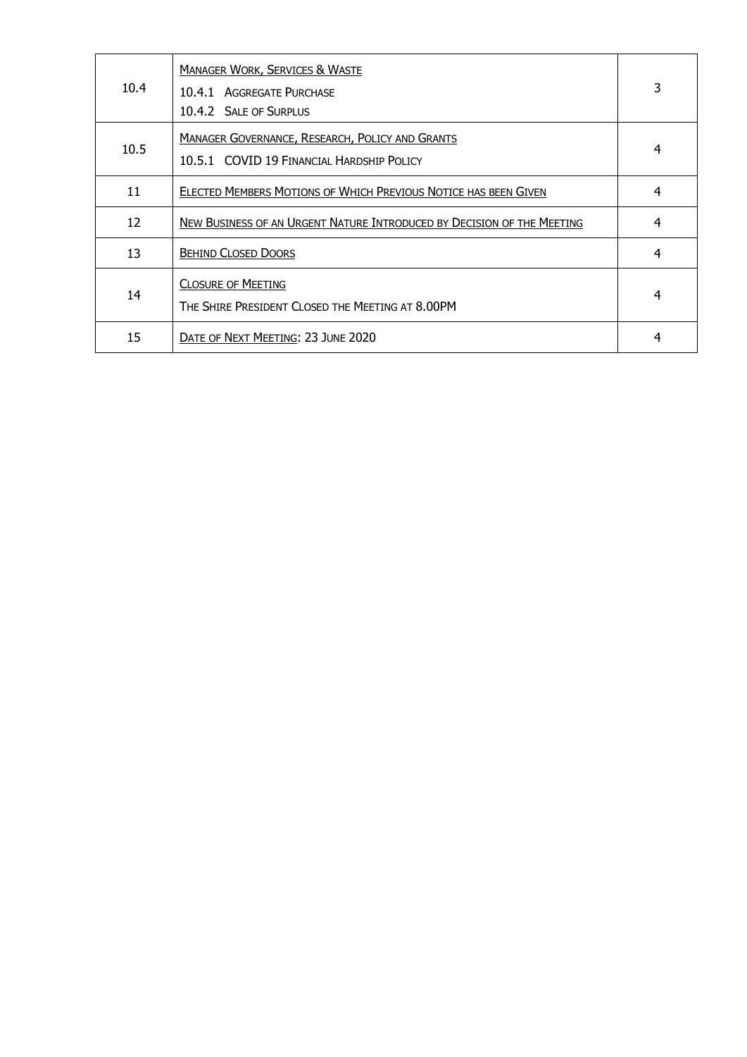| | | |
|---|---|---|
| 10.4 | MANAGER WORK, SERVICES & WASTE<br>10.4.1 AGGREGATE PURCHASE<br>10.4.2 SALE OF SURPLUS | 3 |
| 10.5 | MANAGER GOVERNANCE, RESEARCH, POLICY AND GRANTS<br>10.5.1 COVID 19 FINANCIAL HARDSHIP POLICY | 4 |
| 11 | ELECTED MEMBERS MOTIONS OF WHICH PREVIOUS NOTICE HAS BEEN GIVEN | 4 |
| 12 | NEW BUSINESS OF AN URGENT NATURE INTRODUCED BY DECISION OF THE MEETING | 4 |
| 13 | BEHIND CLOSED DOORS | 4 |
| 14 | CLOSURE OF MEETING<br>THE SHIRE PRESIDENT CLOSED THE MEETING AT 8.00PM | 4 |
| 15 | DATE OF NEXT MEETING: 23 JUNE 2020 | 4 |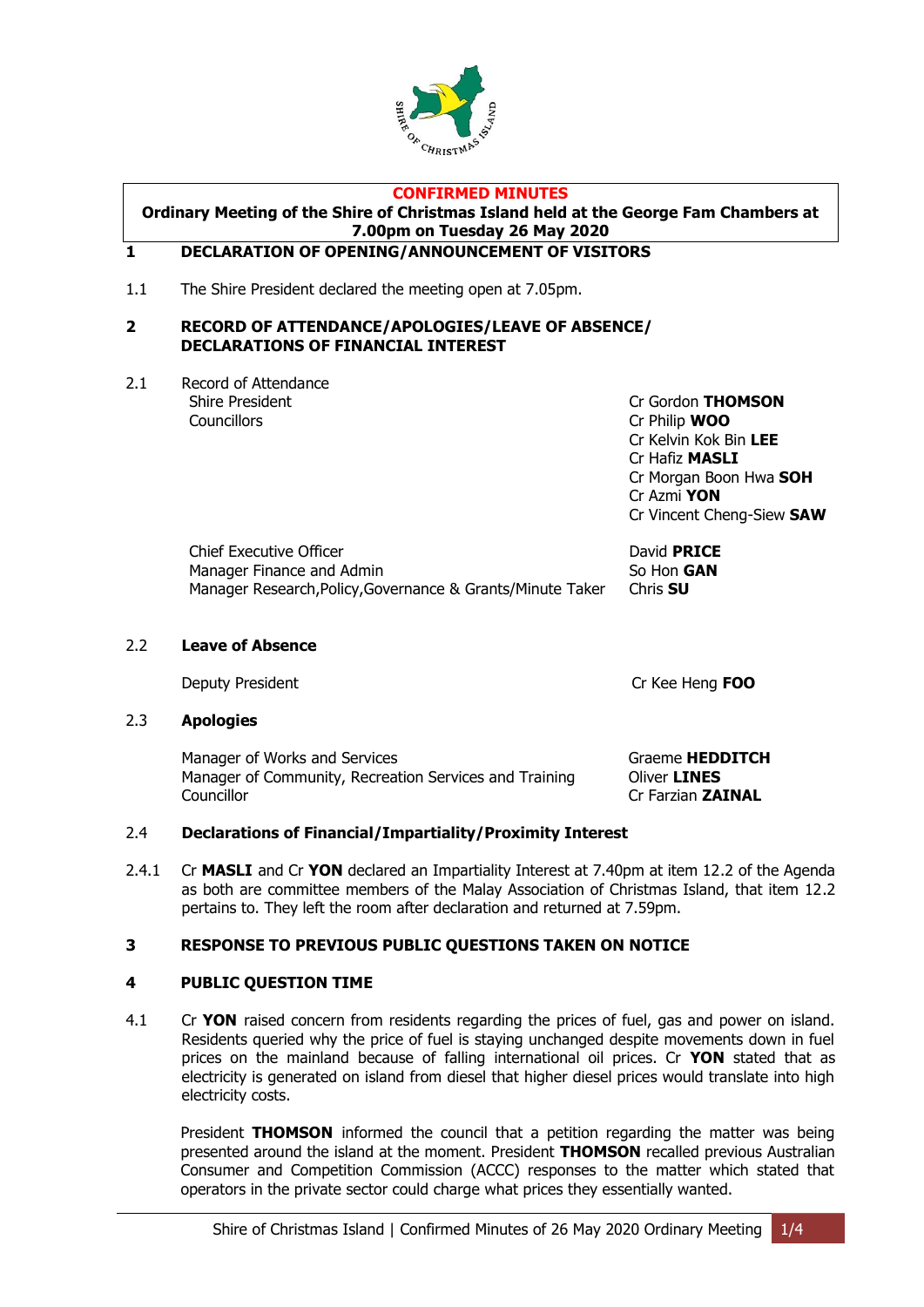**CONFIRMED MINUTES**

**Ordinary Meeting of the Shire of Christmas Island held at the George Fam Chambers at 7.00pm on Tuesday 26 May 2020**

## 1 DECLARATION OF OPENING/ANNOUNCEMENT OF VISITORS

1.1 The Shire President declared the meeting open at 7.05pm.

## 2 RECORD OF ATTENDANCE/APOLOGIES/LEAVE OF ABSENCE/ DECLARATIONS OF FINANCIAL INTEREST

2.1 Record of Attendance

| | |
|---|---|
| Shire President | Cr Gordon **THOMSON** |
| Councillors | Cr Philip **WOO** |
| | Cr Kelvin Kok Bin **LEE** |
| | Cr Hafiz **MASLI** |
| | Cr Morgan Boon Hwa **SOH** |
| | Cr Azmi **YON** |
| | Cr Vincent Cheng-Siew **SAW** |
| Chief Executive Officer | David **PRICE** |
| Manager Finance and Admin | So Hon **GAN** |
| Manager Research,Policy,Governance & Grants/Minute Taker | Chris **SU** |

2.2 **Leave of Absence**

| | |
|---|---|
| Deputy President | Cr Kee Heng **FOO** |

2.3 **Apologies**

| | |
|---|---|
| Manager of Works and Services | Graeme **HEDDITCH** |
| Manager of Community, Recreation Services and Training | Oliver **LINES** |
| Councillor | Cr Farzian **ZAINAL** |

2.4 **Declarations of Financial/Impartiality/Proximity Interest**

2.4.1 Cr **MASLI** and Cr **YON** declared an Impartiality Interest at 7.40pm at item 12.2 of the Agenda as both are committee members of the Malay Association of Christmas Island, that item 12.2 pertains to. They left the room after declaration and returned at 7.59pm.

## 3 RESPONSE TO PREVIOUS PUBLIC QUESTIONS TAKEN ON NOTICE

## 4 PUBLIC QUESTION TIME

4.1 Cr **YON** raised concern from residents regarding the prices of fuel, gas and power on island. Residents queried why the price of fuel is staying unchanged despite movements down in fuel prices on the mainland because of falling international oil prices. Cr **YON** stated that as electricity is generated on island from diesel that higher diesel prices would translate into high electricity costs.

President **THOMSON** informed the council that a petition regarding the matter was being presented around the island at the moment. President **THOMSON** recalled previous Australian Consumer and Competition Commission (ACCC) responses to the matter which stated that operators in the private sector could charge what prices they essentially wanted.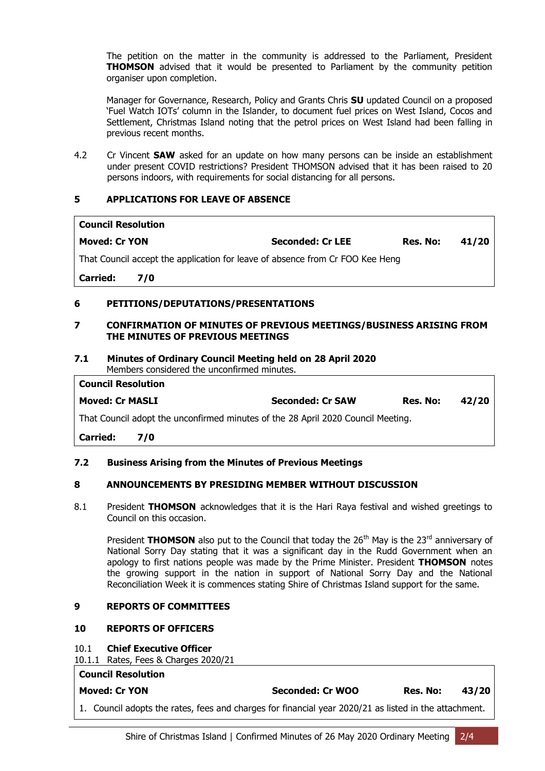The petition on the matter in the community is addressed to the Parliament, President **THOMSON** advised that it would be presented to Parliament by the community petition organiser upon completion.

Manager for Governance, Research, Policy and Grants Chris **SU** updated Council on a proposed 'Fuel Watch IOTs' column in the Islander, to document fuel prices on West Island, Cocos and Settlement, Christmas Island noting that the petrol prices on West Island had been falling in previous recent months.

4.2 Cr Vincent **SAW** asked for an update on how many persons can be inside an establishment under present COVID restrictions? President THOMSON advised that it has been raised to 20 persons indoors, with requirements for social distancing for all persons.

## 5 APPLICATIONS FOR LEAVE OF ABSENCE

| **Council Resolution** | | | |
|---|---|---|---|
| **Moved: Cr YON** | **Seconded: Cr LEE** | **Res. No:** | **41/20** |
| That Council accept the application for leave of absence from Cr FOO Kee Heng | | | |
| **Carried: 7/0** | | | |

## 6 PETITIONS/DEPUTATIONS/PRESENTATIONS

## 7 CONFIRMATION OF MINUTES OF PREVIOUS MEETINGS/BUSINESS ARISING FROM THE MINUTES OF PREVIOUS MEETINGS

### 7.1 Minutes of Ordinary Council Meeting held on 28 April 2020

Members considered the unconfirmed minutes.

| **Council Resolution** | | | |
|---|---|---|---|
| **Moved: Cr MASLI** | **Seconded: Cr SAW** | **Res. No:** | **42/20** |
| That Council adopt the unconfirmed minutes of the 28 April 2020 Council Meeting. | | | |
| **Carried: 7/0** | | | |

### 7.2 Business Arising from the Minutes of Previous Meetings

## 8 ANNOUNCEMENTS BY PRESIDING MEMBER WITHOUT DISCUSSION

8.1 President **THOMSON** acknowledges that it is the Hari Raya festival and wished greetings to Council on this occasion.

President **THOMSON** also put to the Council that today the 26th May is the 23rd anniversary of National Sorry Day stating that it was a significant day in the Rudd Government when an apology to first nations people was made by the Prime Minister. President **THOMSON** notes the growing support in the nation in support of National Sorry Day and the National Reconciliation Week it is commences stating Shire of Christmas Island support for the same.

## 9 REPORTS OF COMMITTEES

## 10 REPORTS OF OFFICERS

10.1 **Chief Executive Officer**

10.1.1 Rates, Fees & Charges 2020/21

| **Council Resolution** | | | |
|---|---|---|---|
| **Moved: Cr YON** | **Seconded: Cr WOO** | **Res. No:** | **43/20** |
| 1. Council adopts the rates, fees and charges for financial year 2020/21 as listed in the attachment. | | | |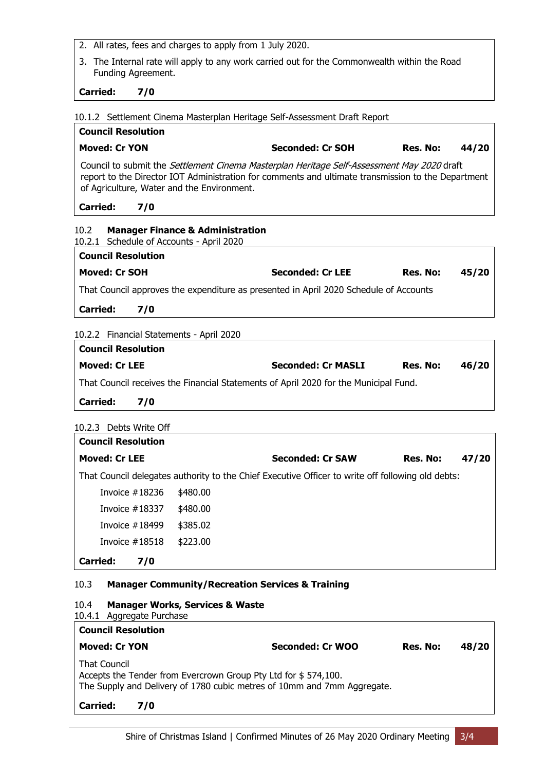2. All rates, fees and charges to apply from 1 July 2020.
3. The Internal rate will apply to any work carried out for the Commonwealth within the Road Funding Agreement.

**Carried: 7/0**

10.1.2 Settlement Cinema Masterplan Heritage Self-Assessment Draft Report

**Council Resolution**

**Moved: Cr YON** **Seconded: Cr SOH** **Res. No: 44/20**

Council to submit the *Settlement Cinema Masterplan Heritage Self-Assessment May 2020* draft report to the Director IOT Administration for comments and ultimate transmission to the Department of Agriculture, Water and the Environment.

**Carried: 7/0**

## 10.2 **Manager Finance & Administration**

10.2.1 Schedule of Accounts - April 2020

**Council Resolution**

**Moved: Cr SOH** **Seconded: Cr LEE** **Res. No: 45/20**

That Council approves the expenditure as presented in April 2020 Schedule of Accounts

**Carried: 7/0**

10.2.2 Financial Statements - April 2020

**Council Resolution**

**Moved: Cr LEE** **Seconded: Cr MASLI** **Res. No: 46/20**

That Council receives the Financial Statements of April 2020 for the Municipal Fund.

**Carried: 7/0**

10.2.3 Debts Write Off

**Council Resolution**

**Moved: Cr LEE** **Seconded: Cr SAW** **Res. No: 47/20**

That Council delegates authority to the Chief Executive Officer to write off following old debts:

| Invoice | Amount |
|---|---|
| Invoice #18236 | $480.00 |
| Invoice #18337 | $480.00 |
| Invoice #18499 | $385.02 |
| Invoice #18518 | $223.00 |

**Carried: 7/0**

## 10.3 **Manager Community/Recreation Services & Training**

## 10.4 **Manager Works, Services & Waste**

10.4.1 Aggregate Purchase

**Council Resolution**

**Moved: Cr YON** **Seconded: Cr WOO** **Res. No: 48/20**

That Council
Accepts the Tender from Evercrown Group Pty Ltd for $ 574,100.
The Supply and Delivery of 1780 cubic metres of 10mm and 7mm Aggregate.

**Carried: 7/0**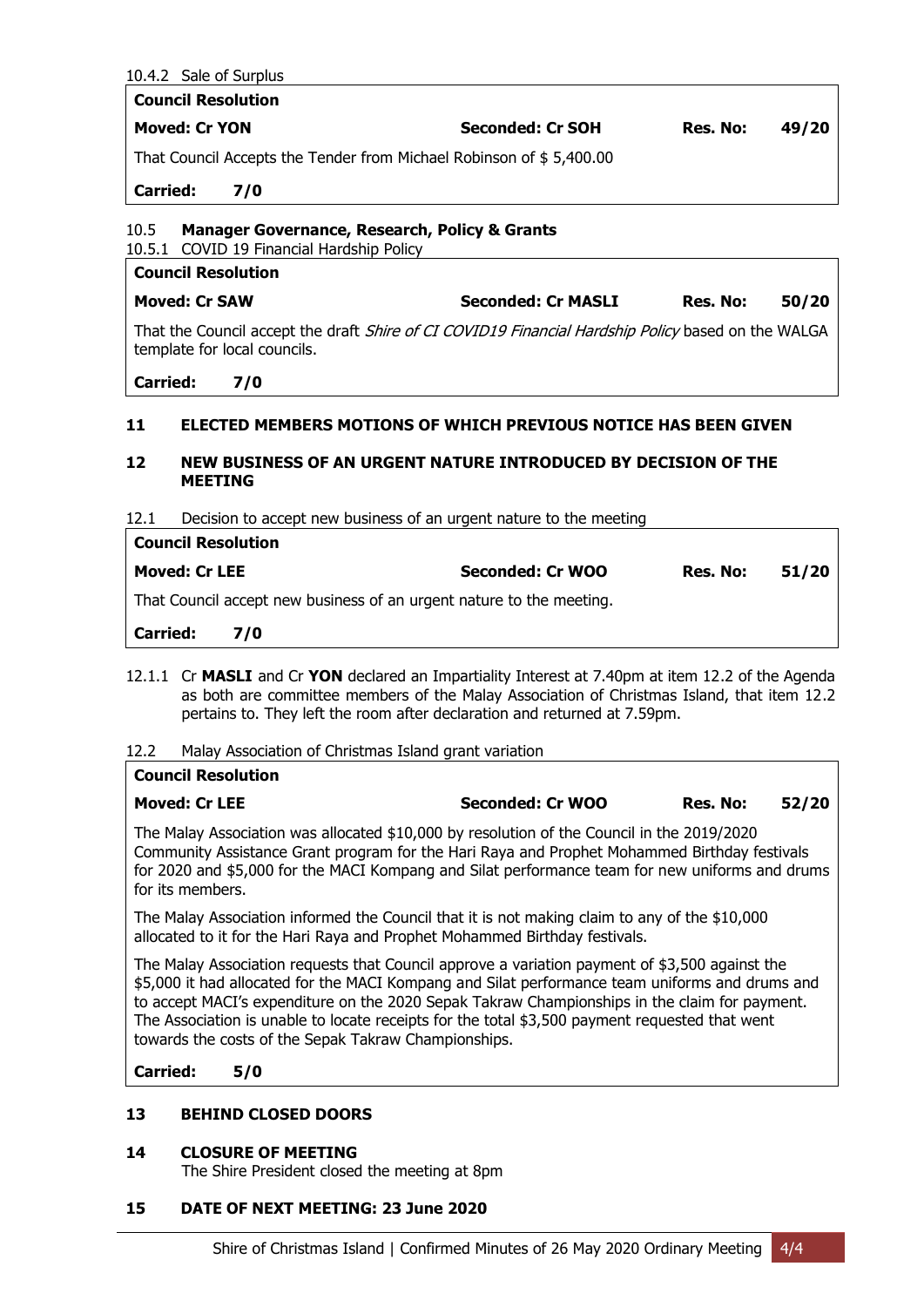10.4.2 Sale of Surplus

| **Council Resolution** | | | |
|---|---|---|---|
| **Moved: Cr YON** | **Seconded: Cr SOH** | **Res. No:** | **49/20** |
| That Council Accepts the Tender from Michael Robinson of $ 5,400.00 | | | |
| **Carried: 7/0** | | | |

### 10.5 Manager Governance, Research, Policy & Grants

10.5.1 COVID 19 Financial Hardship Policy

| **Council Resolution** | | | |
|---|---|---|---|
| **Moved: Cr SAW** | **Seconded: Cr MASLI** | **Res. No:** | **50/20** |
| That the Council accept the draft *Shire of CI COVID19 Financial Hardship Policy* based on the WALGA template for local councils. | | | |
| **Carried: 7/0** | | | |

## 11 ELECTED MEMBERS MOTIONS OF WHICH PREVIOUS NOTICE HAS BEEN GIVEN

## 12 NEW BUSINESS OF AN URGENT NATURE INTRODUCED BY DECISION OF THE MEETING

12.1 Decision to accept new business of an urgent nature to the meeting

| **Council Resolution** | | | |
|---|---|---|---|
| **Moved: Cr LEE** | **Seconded: Cr WOO** | **Res. No:** | **51/20** |
| That Council accept new business of an urgent nature to the meeting. | | | |
| **Carried: 7/0** | | | |

12.1.1 Cr **MASLI** and Cr **YON** declared an Impartiality Interest at 7.40pm at item 12.2 of the Agenda as both are committee members of the Malay Association of Christmas Island, that item 12.2 pertains to. They left the room after declaration and returned at 7.59pm.

12.2 Malay Association of Christmas Island grant variation

| **Council Resolution** | | | |
|---|---|---|---|
| **Moved: Cr LEE** | **Seconded: Cr WOO** | **Res. No:** | **52/20** |
| The Malay Association was allocated $10,000 by resolution of the Council in the 2019/2020 Community Assistance Grant program for the Hari Raya and Prophet Mohammed Birthday festivals for 2020 and $5,000 for the MACI Kompang and Silat performance team for new uniforms and drums for its members.<br><br>The Malay Association informed the Council that it is not making claim to any of the $10,000 allocated to it for the Hari Raya and Prophet Mohammed Birthday festivals.<br><br>The Malay Association requests that Council approve a variation payment of $3,500 against the $5,000 it had allocated for the MACI Kompang and Silat performance team uniforms and drums and to accept MACI's expenditure on the 2020 Sepak Takraw Championships in the claim for payment. The Association is unable to locate receipts for the total $3,500 payment requested that went towards the costs of the Sepak Takraw Championships. | | | |
| **Carried: 5/0** | | | |

## 13 BEHIND CLOSED DOORS

## 14 CLOSURE OF MEETING

The Shire President closed the meeting at 8pm

## 15 DATE OF NEXT MEETING: 23 June 2020